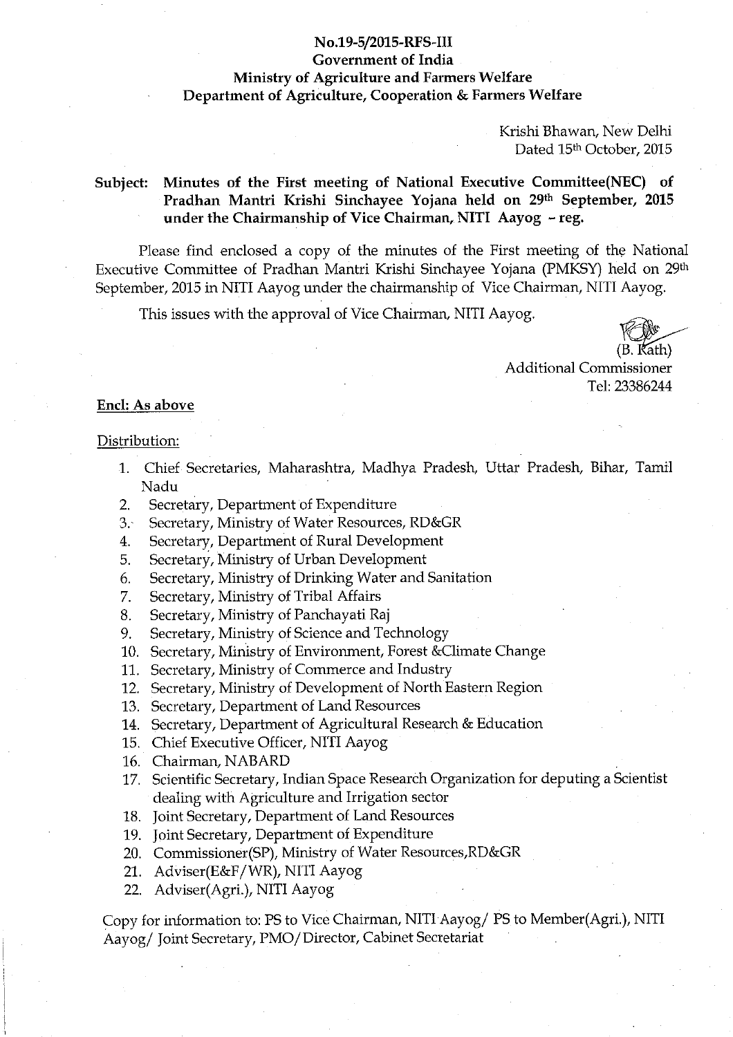**No.19-5/2015-RFS-III**
**Government of India**
**Ministry of Agriculture and Farmers Welfare**
**Department of Agriculture, Cooperation & Farmers Welfare**

Krishi Bhawan, New Delhi
Dated 15th October, 2015

**Subject: Minutes of the First meeting of National Executive Committee(NEC) of Pradhan Mantri Krishi Sinchayee Yojana held on 29th September, 2015 under the Chairmanship of Vice Chairman, NITI Aayog – reg.**

Please find enclosed a copy of the minutes of the First meeting of the National Executive Committee of Pradhan Mantri Krishi Sinchayee Yojana (PMKSY) held on 29th September, 2015 in NITI Aayog under the chairmanship of Vice Chairman, NITI Aayog.

This issues with the approval of Vice Chairman, NITI Aayog.

(B. Rath)
Additional Commissioner
Tel: 23386244

**Encl: As above**

Distribution:

1. Chief Secretaries, Maharashtra, Madhya Pradesh, Uttar Pradesh, Bihar, Tamil Nadu
2. Secretary, Department of Expenditure
3. Secretary, Ministry of Water Resources, RD&GR
4. Secretary, Department of Rural Development
5. Secretary, Ministry of Urban Development
6. Secretary, Ministry of Drinking Water and Sanitation
7. Secretary, Ministry of Tribal Affairs
8. Secretary, Ministry of Panchayati Raj
9. Secretary, Ministry of Science and Technology
10. Secretary, Ministry of Environment, Forest &Climate Change
11. Secretary, Ministry of Commerce and Industry
12. Secretary, Ministry of Development of North Eastern Region
13. Secretary, Department of Land Resources
14. Secretary, Department of Agricultural Research & Education
15. Chief Executive Officer, NITI Aayog
16. Chairman, NABARD
17. Scientific Secretary, Indian Space Research Organization for deputing a Scientist dealing with Agriculture and Irrigation sector
18. Joint Secretary, Department of Land Resources
19. Joint Secretary, Department of Expenditure
20. Commissioner(SP), Ministry of Water Resources,RD&GR
21. Adviser(E&F/WR), NITI Aayog
22. Adviser(Agri.), NITI Aayog

Copy for information to: PS to Vice Chairman, NITI Aayog/ PS to Member(Agri.), NITI Aayog/ Joint Secretary, PMO/ Director, Cabinet Secretariat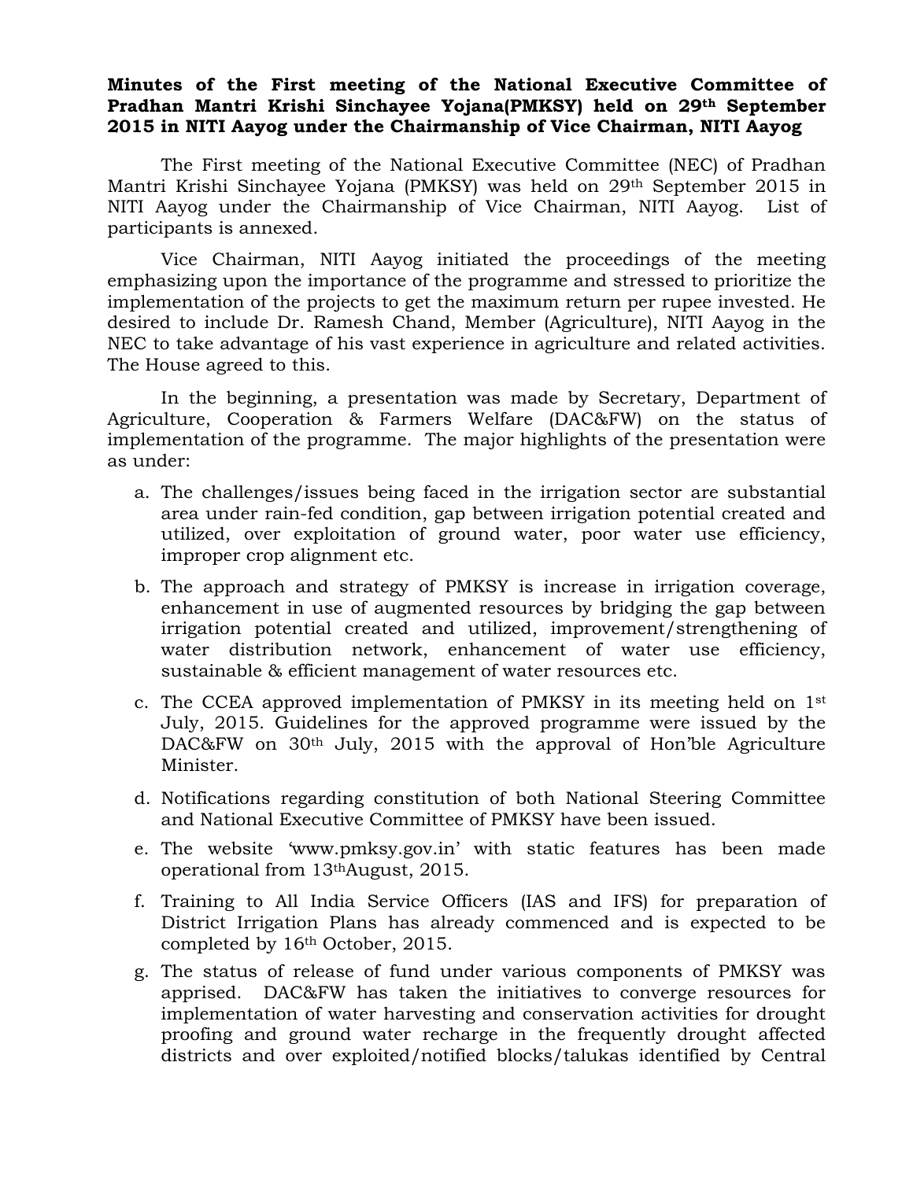**Minutes of the First meeting of the National Executive Committee of Pradhan Mantri Krishi Sinchayee Yojana(PMKSY) held on 29th September 2015 in NITI Aayog under the Chairmanship of Vice Chairman, NITI Aayog**

The First meeting of the National Executive Committee (NEC) of Pradhan Mantri Krishi Sinchayee Yojana (PMKSY) was held on 29th September 2015 in NITI Aayog under the Chairmanship of Vice Chairman, NITI Aayog. List of participants is annexed.

Vice Chairman, NITI Aayog initiated the proceedings of the meeting emphasizing upon the importance of the programme and stressed to prioritize the implementation of the projects to get the maximum return per rupee invested. He desired to include Dr. Ramesh Chand, Member (Agriculture), NITI Aayog in the NEC to take advantage of his vast experience in agriculture and related activities. The House agreed to this.

In the beginning, a presentation was made by Secretary, Department of Agriculture, Cooperation & Farmers Welfare (DAC&FW) on the status of implementation of the programme. The major highlights of the presentation were as under:

a. The challenges/issues being faced in the irrigation sector are substantial area under rain-fed condition, gap between irrigation potential created and utilized, over exploitation of ground water, poor water use efficiency, improper crop alignment etc.

b. The approach and strategy of PMKSY is increase in irrigation coverage, enhancement in use of augmented resources by bridging the gap between irrigation potential created and utilized, improvement/strengthening of water distribution network, enhancement of water use efficiency, sustainable & efficient management of water resources etc.

c. The CCEA approved implementation of PMKSY in its meeting held on 1st July, 2015. Guidelines for the approved programme were issued by the DAC&FW on 30th July, 2015 with the approval of Hon'ble Agriculture Minister.

d. Notifications regarding constitution of both National Steering Committee and National Executive Committee of PMKSY have been issued.

e. The website 'www.pmksy.gov.in' with static features has been made operational from 13th August, 2015.

f. Training to All India Service Officers (IAS and IFS) for preparation of District Irrigation Plans has already commenced and is expected to be completed by 16th October, 2015.

g. The status of release of fund under various components of PMKSY was apprised. DAC&FW has taken the initiatives to converge resources for implementation of water harvesting and conservation activities for drought proofing and ground water recharge in the frequently drought affected districts and over exploited/notified blocks/talukas identified by Central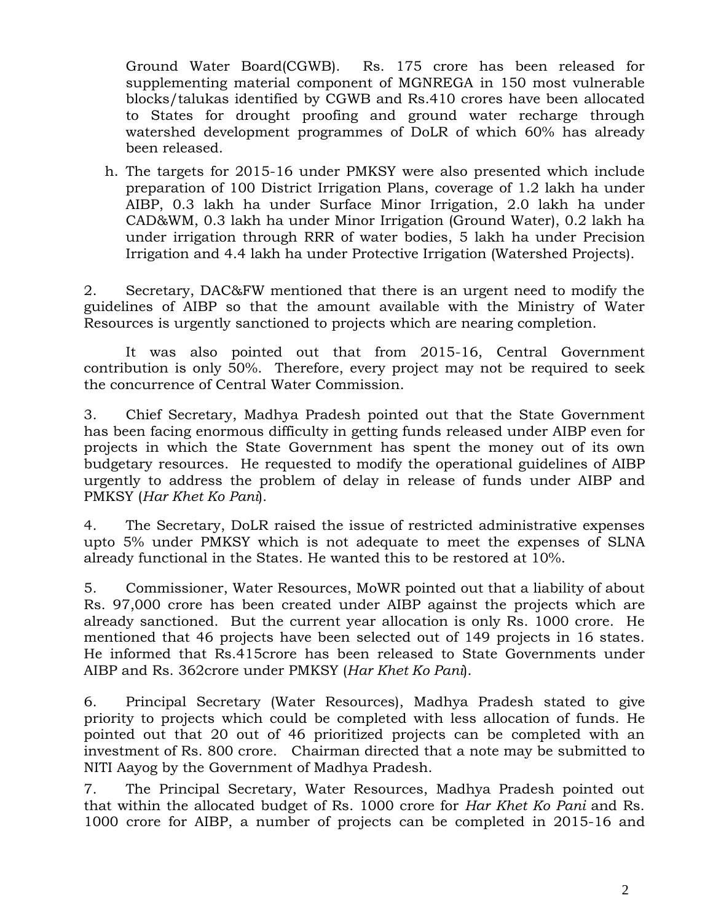Ground Water Board(CGWB). Rs. 175 crore has been released for supplementing material component of MGNREGA in 150 most vulnerable blocks/talukas identified by CGWB and Rs.410 crores have been allocated to States for drought proofing and ground water recharge through watershed development programmes of DoLR of which 60% has already been released.

h. The targets for 2015-16 under PMKSY were also presented which include preparation of 100 District Irrigation Plans, coverage of 1.2 lakh ha under AIBP, 0.3 lakh ha under Surface Minor Irrigation, 2.0 lakh ha under CAD&WM, 0.3 lakh ha under Minor Irrigation (Ground Water), 0.2 lakh ha under irrigation through RRR of water bodies, 5 lakh ha under Precision Irrigation and 4.4 lakh ha under Protective Irrigation (Watershed Projects).

2. Secretary, DAC&FW mentioned that there is an urgent need to modify the guidelines of AIBP so that the amount available with the Ministry of Water Resources is urgently sanctioned to projects which are nearing completion.

It was also pointed out that from 2015-16, Central Government contribution is only 50%. Therefore, every project may not be required to seek the concurrence of Central Water Commission.

3. Chief Secretary, Madhya Pradesh pointed out that the State Government has been facing enormous difficulty in getting funds released under AIBP even for projects in which the State Government has spent the money out of its own budgetary resources. He requested to modify the operational guidelines of AIBP urgently to address the problem of delay in release of funds under AIBP and PMKSY (*Har Khet Ko Pani*).

4. The Secretary, DoLR raised the issue of restricted administrative expenses upto 5% under PMKSY which is not adequate to meet the expenses of SLNA already functional in the States. He wanted this to be restored at 10%.

5. Commissioner, Water Resources, MoWR pointed out that a liability of about Rs. 97,000 crore has been created under AIBP against the projects which are already sanctioned. But the current year allocation is only Rs. 1000 crore. He mentioned that 46 projects have been selected out of 149 projects in 16 states. He informed that Rs.415crore has been released to State Governments under AIBP and Rs. 362crore under PMKSY (*Har Khet Ko Pani*).

6. Principal Secretary (Water Resources), Madhya Pradesh stated to give priority to projects which could be completed with less allocation of funds. He pointed out that 20 out of 46 prioritized projects can be completed with an investment of Rs. 800 crore. Chairman directed that a note may be submitted to NITI Aayog by the Government of Madhya Pradesh.

7. The Principal Secretary, Water Resources, Madhya Pradesh pointed out that within the allocated budget of Rs. 1000 crore for *Har Khet Ko Pani* and Rs. 1000 crore for AIBP, a number of projects can be completed in 2015-16 and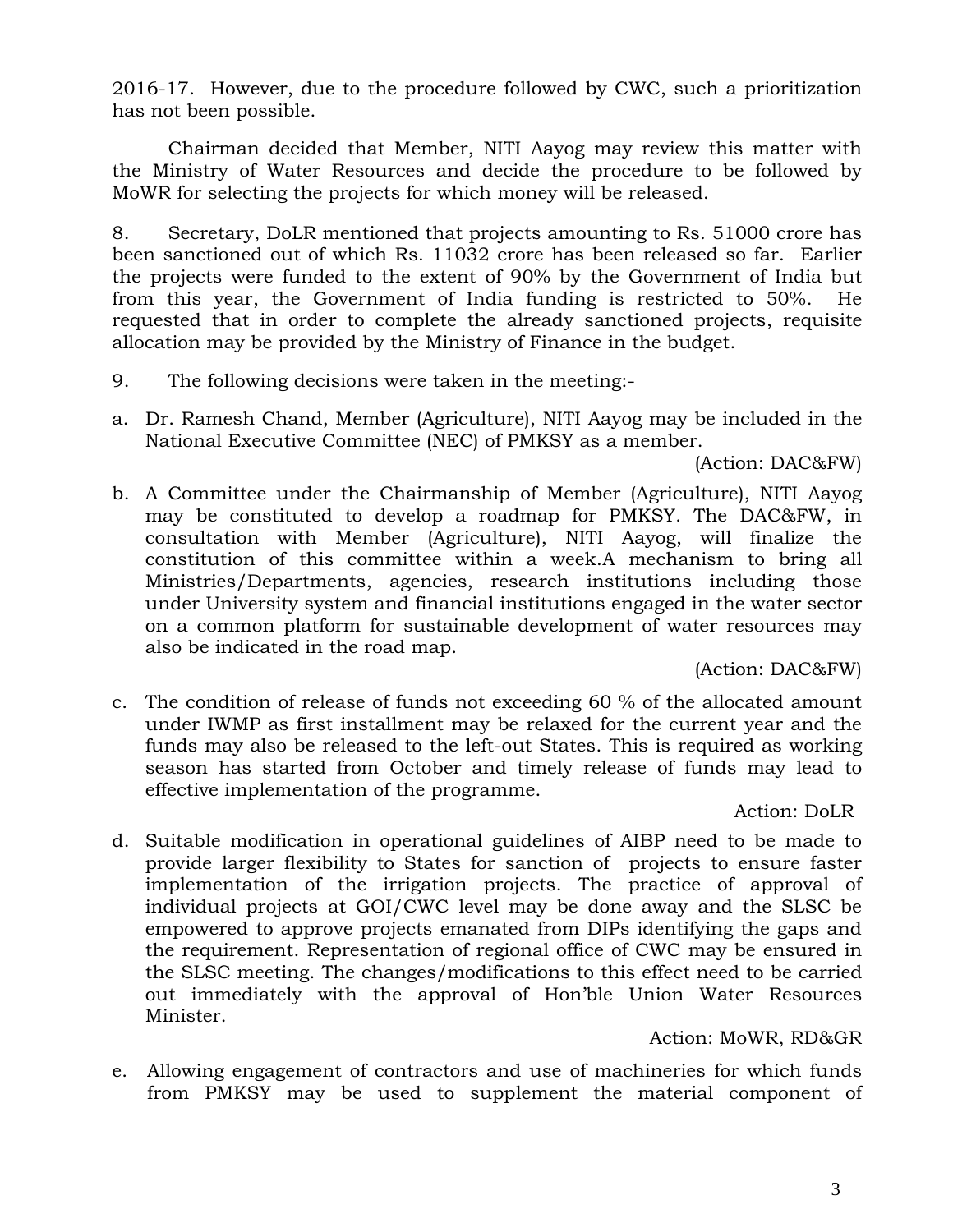2016-17. However, due to the procedure followed by CWC, such a prioritization has not been possible.

Chairman decided that Member, NITI Aayog may review this matter with the Ministry of Water Resources and decide the procedure to be followed by MoWR for selecting the projects for which money will be released.

8. Secretary, DoLR mentioned that projects amounting to Rs. 51000 crore has been sanctioned out of which Rs. 11032 crore has been released so far. Earlier the projects were funded to the extent of 90% by the Government of India but from this year, the Government of India funding is restricted to 50%. He requested that in order to complete the already sanctioned projects, requisite allocation may be provided by the Ministry of Finance in the budget.

9. The following decisions were taken in the meeting:-

a. Dr. Ramesh Chand, Member (Agriculture), NITI Aayog may be included in the National Executive Committee (NEC) of PMKSY as a member.

(Action: DAC&FW)

b. A Committee under the Chairmanship of Member (Agriculture), NITI Aayog may be constituted to develop a roadmap for PMKSY. The DAC&FW, in consultation with Member (Agriculture), NITI Aayog, will finalize the constitution of this committee within a week.A mechanism to bring all Ministries/Departments, agencies, research institutions including those under University system and financial institutions engaged in the water sector on a common platform for sustainable development of water resources may also be indicated in the road map.

(Action: DAC&FW)

c. The condition of release of funds not exceeding 60 % of the allocated amount under IWMP as first installment may be relaxed for the current year and the funds may also be released to the left-out States. This is required as working season has started from October and timely release of funds may lead to effective implementation of the programme.

Action: DoLR

d. Suitable modification in operational guidelines of AIBP need to be made to provide larger flexibility to States for sanction of projects to ensure faster implementation of the irrigation projects. The practice of approval of individual projects at GOI/CWC level may be done away and the SLSC be empowered to approve projects emanated from DIPs identifying the gaps and the requirement. Representation of regional office of CWC may be ensured in the SLSC meeting. The changes/modifications to this effect need to be carried out immediately with the approval of Hon'ble Union Water Resources Minister.

Action: MoWR, RD&GR

e. Allowing engagement of contractors and use of machineries for which funds from PMKSY may be used to supplement the material component of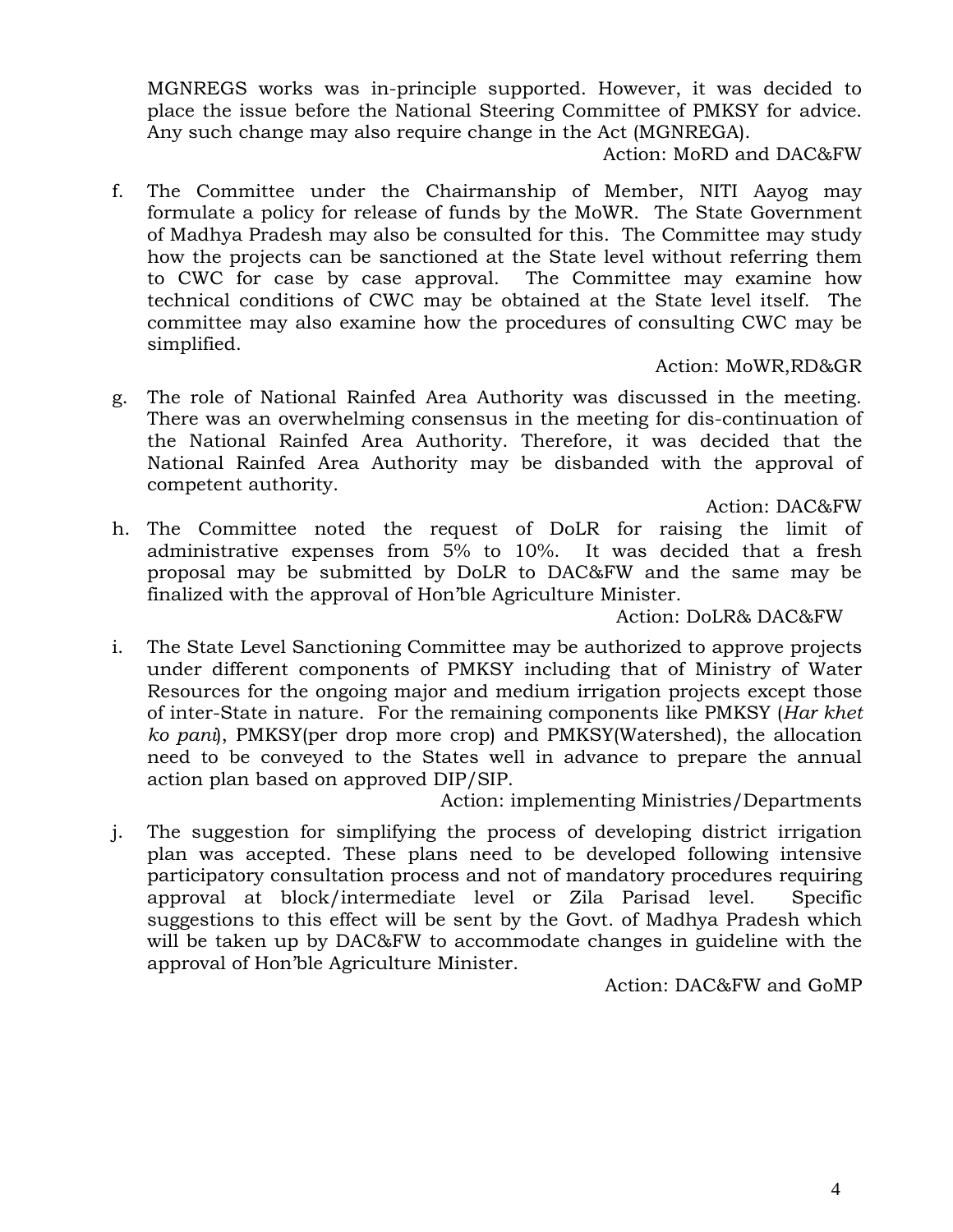MGNREGS works was in-principle supported. However, it was decided to place the issue before the National Steering Committee of PMKSY for advice. Any such change may also require change in the Act (MGNREGA).

Action: MoRD and DAC&FW

f. The Committee under the Chairmanship of Member, NITI Aayog may formulate a policy for release of funds by the MoWR. The State Government of Madhya Pradesh may also be consulted for this. The Committee may study how the projects can be sanctioned at the State level without referring them to CWC for case by case approval. The Committee may examine how technical conditions of CWC may be obtained at the State level itself. The committee may also examine how the procedures of consulting CWC may be simplified.

Action: MoWR,RD&GR

g. The role of National Rainfed Area Authority was discussed in the meeting. There was an overwhelming consensus in the meeting for dis-continuation of the National Rainfed Area Authority. Therefore, it was decided that the National Rainfed Area Authority may be disbanded with the approval of competent authority.

Action: DAC&FW

h. The Committee noted the request of DoLR for raising the limit of administrative expenses from 5% to 10%. It was decided that a fresh proposal may be submitted by DoLR to DAC&FW and the same may be finalized with the approval of Hon'ble Agriculture Minister.

Action: DoLR& DAC&FW

i. The State Level Sanctioning Committee may be authorized to approve projects under different components of PMKSY including that of Ministry of Water Resources for the ongoing major and medium irrigation projects except those of inter-State in nature. For the remaining components like PMKSY (*Har khet ko pani*), PMKSY(per drop more crop) and PMKSY(Watershed), the allocation need to be conveyed to the States well in advance to prepare the annual action plan based on approved DIP/SIP.

Action: implementing Ministries/Departments

j. The suggestion for simplifying the process of developing district irrigation plan was accepted. These plans need to be developed following intensive participatory consultation process and not of mandatory procedures requiring approval at block/intermediate level or Zila Parisad level. Specific suggestions to this effect will be sent by the Govt. of Madhya Pradesh which will be taken up by DAC&FW to accommodate changes in guideline with the approval of Hon'ble Agriculture Minister.

Action: DAC&FW and GoMP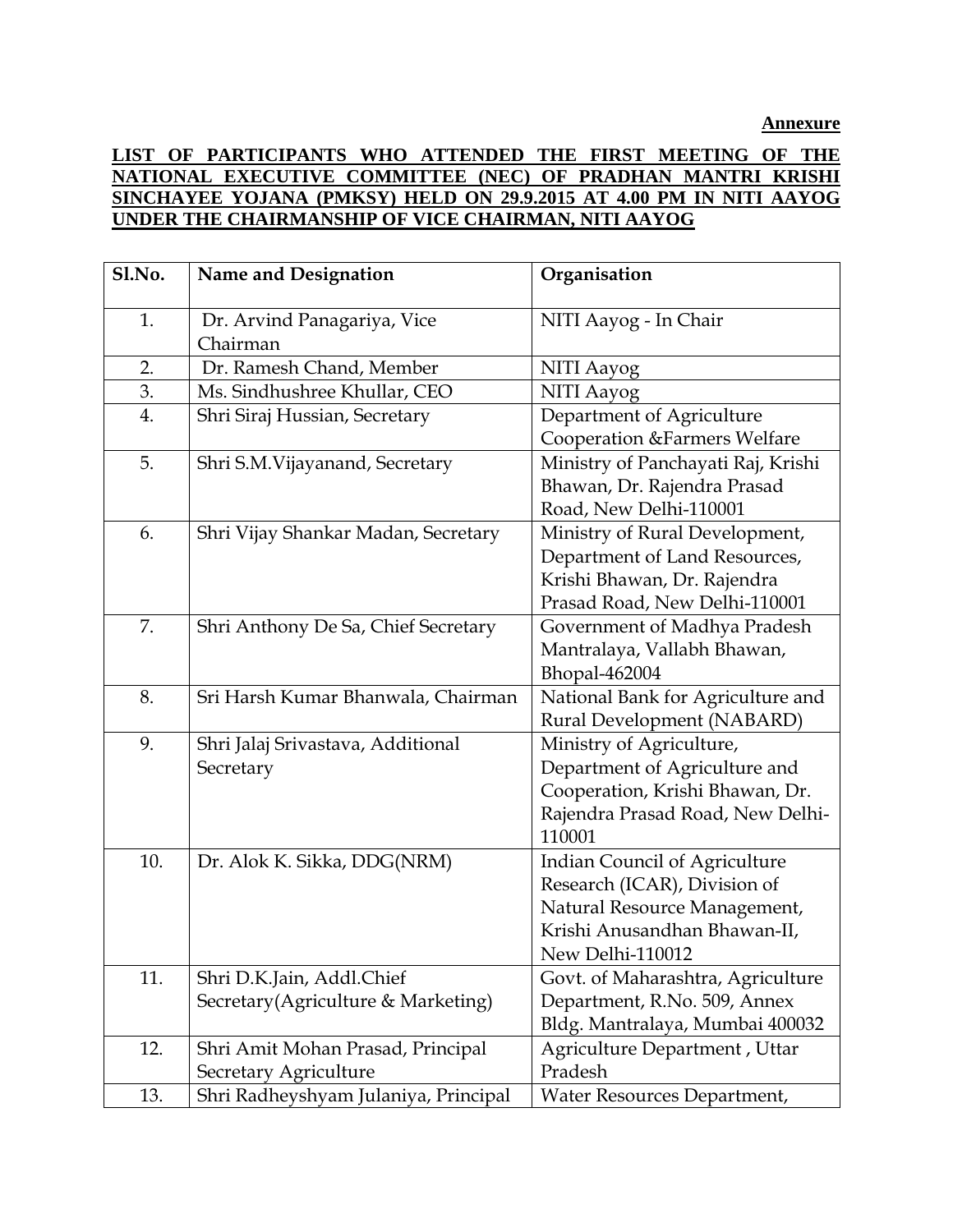**Annexure**

**LIST OF PARTICIPANTS WHO ATTENDED THE FIRST MEETING OF THE NATIONAL EXECUTIVE COMMITTEE (NEC) OF PRADHAN MANTRI KRISHI SINCHAYEE YOJANA (PMKSY) HELD ON 29.9.2015 AT 4.00 PM IN NITI AAYOG UNDER THE CHAIRMANSHIP OF VICE CHAIRMAN, NITI AAYOG**

| Sl.No. | Name and Designation | Organisation |
|---|---|---|
| 1. | Dr. Arvind Panagariya, Vice Chairman | NITI Aayog - In Chair |
| 2. | Dr. Ramesh Chand, Member | NITI Aayog |
| 3. | Ms. Sindhushree Khullar, CEO | NITI Aayog |
| 4. | Shri Siraj Hussian, Secretary | Department of Agriculture Cooperation &Farmers Welfare |
| 5. | Shri S.M.Vijayanand, Secretary | Ministry of Panchayati Raj, Krishi Bhawan, Dr. Rajendra Prasad Road, New Delhi-110001 |
| 6. | Shri Vijay Shankar Madan, Secretary | Ministry of Rural Development, Department of Land Resources, Krishi Bhawan, Dr. Rajendra Prasad Road, New Delhi-110001 |
| 7. | Shri Anthony De Sa, Chief Secretary | Government of Madhya Pradesh Mantralaya, Vallabh Bhawan, Bhopal-462004 |
| 8. | Sri Harsh Kumar Bhanwala, Chairman | National Bank for Agriculture and Rural Development (NABARD) |
| 9. | Shri Jalaj Srivastava, Additional Secretary | Ministry of Agriculture, Department of Agriculture and Cooperation, Krishi Bhawan, Dr. Rajendra Prasad Road, New Delhi-110001 |
| 10. | Dr. Alok K. Sikka, DDG(NRM) | Indian Council of Agriculture Research (ICAR), Division of Natural Resource Management, Krishi Anusandhan Bhawan-II, New Delhi-110012 |
| 11. | Shri D.K.Jain, Addl.Chief Secretary(Agriculture & Marketing) | Govt. of Maharashtra, Agriculture Department, R.No. 509, Annex Bldg. Mantralaya, Mumbai 400032 |
| 12. | Shri Amit Mohan Prasad, Principal Secretary Agriculture | Agriculture Department , Uttar Pradesh |
| 13. | Shri Radheyshyam Julaniya, Principal | Water Resources Department, |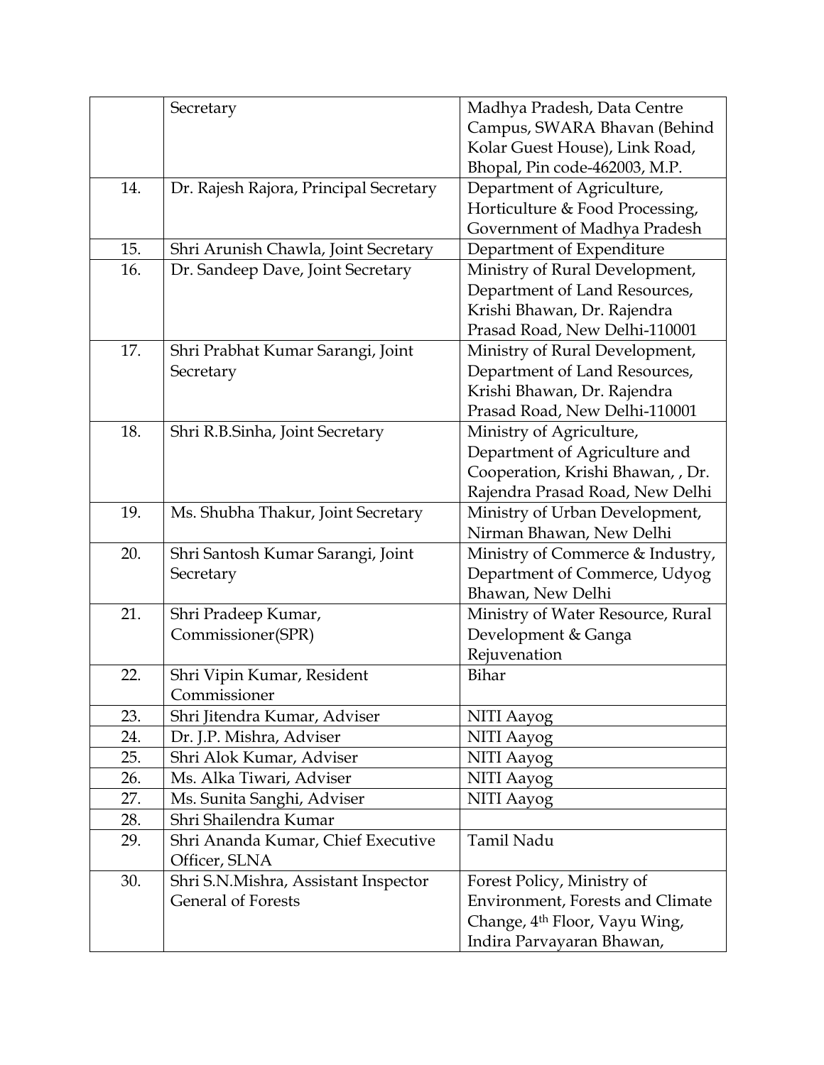| | | |
|---|---|---|
| | Secretary | Madhya Pradesh, Data Centre Campus, SWARA Bhavan (Behind Kolar Guest House), Link Road, Bhopal, Pin code-462003, M.P. |
| 14. | Dr. Rajesh Rajora, Principal Secretary | Department of Agriculture, Horticulture & Food Processing, Government of Madhya Pradesh |
| 15. | Shri Arunish Chawla, Joint Secretary | Department of Expenditure |
| 16. | Dr. Sandeep Dave, Joint Secretary | Ministry of Rural Development, Department of Land Resources, Krishi Bhawan, Dr. Rajendra Prasad Road, New Delhi-110001 |
| 17. | Shri Prabhat Kumar Sarangi, Joint Secretary | Ministry of Rural Development, Department of Land Resources, Krishi Bhawan, Dr. Rajendra Prasad Road, New Delhi-110001 |
| 18. | Shri R.B.Sinha, Joint Secretary | Ministry of Agriculture, Department of Agriculture and Cooperation, Krishi Bhawan, , Dr. Rajendra Prasad Road, New Delhi |
| 19. | Ms. Shubha Thakur, Joint Secretary | Ministry of Urban Development, Nirman Bhawan, New Delhi |
| 20. | Shri Santosh Kumar Sarangi, Joint Secretary | Ministry of Commerce & Industry, Department of Commerce, Udyog Bhawan, New Delhi |
| 21. | Shri Pradeep Kumar, Commissioner(SPR) | Ministry of Water Resource, Rural Development & Ganga Rejuvenation |
| 22. | Shri Vipin Kumar, Resident Commissioner | Bihar |
| 23. | Shri Jitendra Kumar, Adviser | NITI Aayog |
| 24. | Dr. J.P. Mishra, Adviser | NITI Aayog |
| 25. | Shri Alok Kumar, Adviser | NITI Aayog |
| 26. | Ms. Alka Tiwari, Adviser | NITI Aayog |
| 27. | Ms. Sunita Sanghi, Adviser | NITI Aayog |
| 28. | Shri Shailendra Kumar | |
| 29. | Shri Ananda Kumar, Chief Executive Officer, SLNA | Tamil Nadu |
| 30. | Shri S.N.Mishra, Assistant Inspector General of Forests | Forest Policy, Ministry of Environment, Forests and Climate Change, 4th Floor, Vayu Wing, Indira Parvayaran Bhawan, |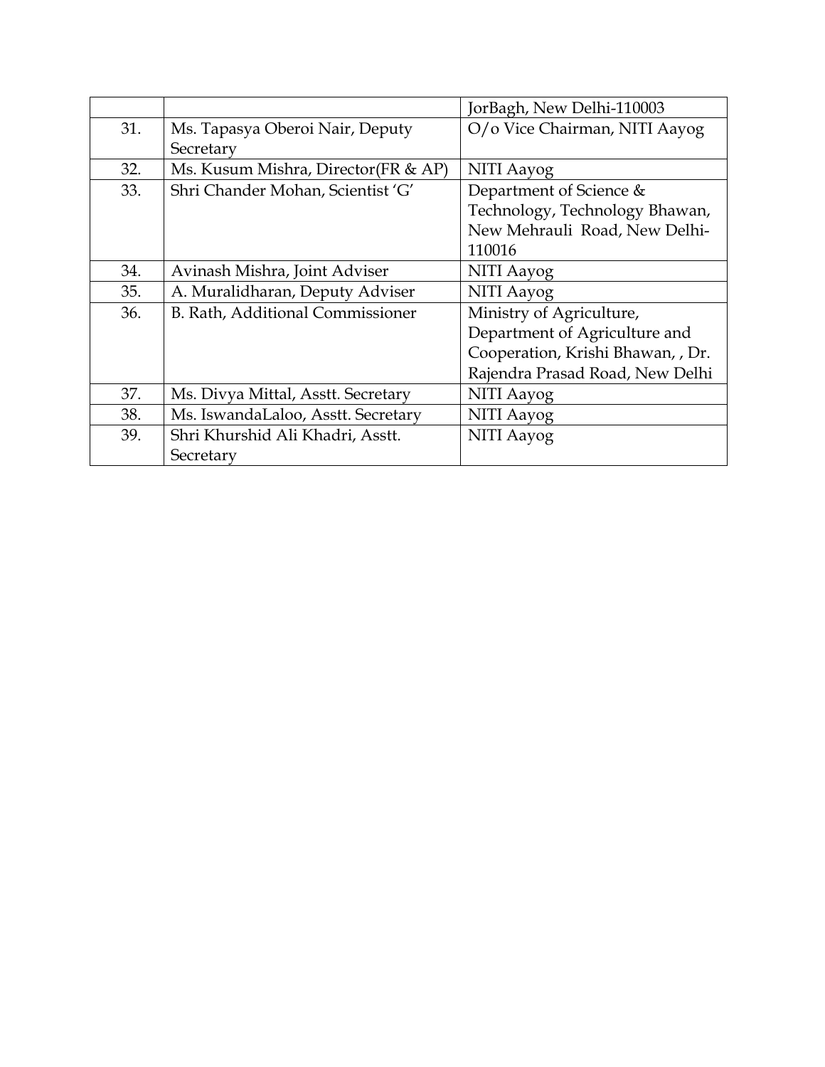| | | |
|---|---|---|
| | | JorBagh, New Delhi-110003 |
| 31. | Ms. Tapasya Oberoi Nair, Deputy Secretary | O/o Vice Chairman, NITI Aayog |
| 32. | Ms. Kusum Mishra, Director(FR & AP) | NITI Aayog |
| 33. | Shri Chander Mohan, Scientist 'G' | Department of Science & Technology, Technology Bhawan, New Mehrauli Road, New Delhi-110016 |
| 34. | Avinash Mishra, Joint Adviser | NITI Aayog |
| 35. | A. Muralidharan, Deputy Adviser | NITI Aayog |
| 36. | B. Rath, Additional Commissioner | Ministry of Agriculture, Department of Agriculture and Cooperation, Krishi Bhawan, , Dr. Rajendra Prasad Road, New Delhi |
| 37. | Ms. Divya Mittal, Asstt. Secretary | NITI Aayog |
| 38. | Ms. IswandaLaloo, Asstt. Secretary | NITI Aayog |
| 39. | Shri Khurshid Ali Khadri, Asstt. Secretary | NITI Aayog |